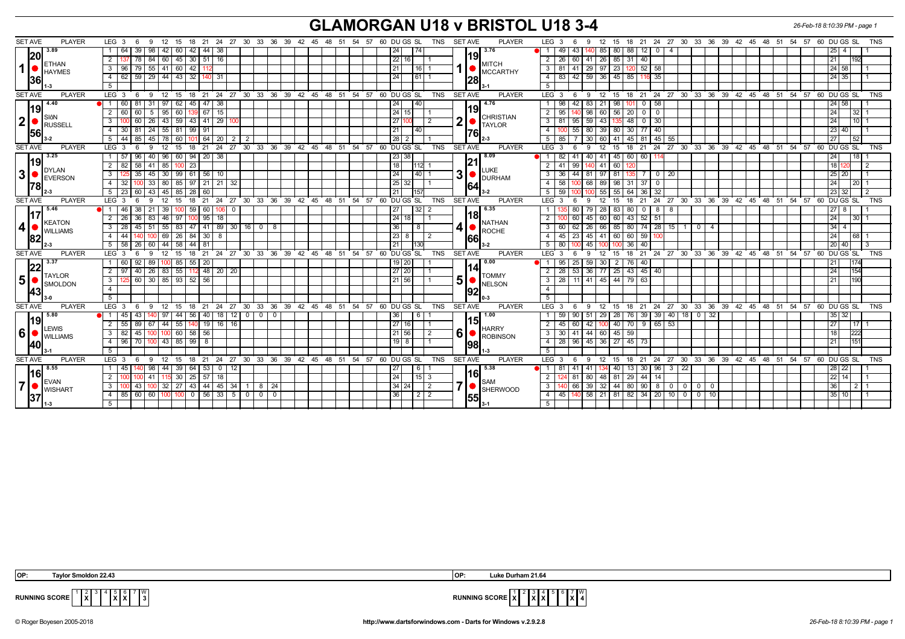# GLAMORGAN U18 v BRISTOL U18 3-4

26-Feb-18 8:10:39 PM - page 1

| SET AVE | PLAYER | LEG | 3 | 6 | 9 | 12 | 15 | 18 | 21 | 24 | 27 | 30 | 33 | 36 | DU | GS | SL | TNS | SET AVE | PLAYER | LEG | 3 | 6 | 9 | 12 | 15 | 18 | 21 | 24 | 27 | 30 | 33 | 36 | DU | GS | SL | TNS |
|---|---|---|---|---|---|---|---|---|---|---|---|---|---|---|---|---|---|---|---|---|---|---|---|---|---|---|---|---|---|---|---|---|---|---|---|---|---|
| 3.89 / 20 / 36 | 1 ETHAN HAYMES 1-3 | 1 | 64 | 39 | 98 | 42 | 60 | 42 | 44 | 38 | | | | | 24 | | 74 | | 3.76 / 19 / 28 | 1 MITCH MCCARTHY 3-1 | 1 | 49 | 43 | 140 | 85 | 80 | 88 | 12 | 0 | 4 | | | | 25 | 4 | | 1 |
| | | 2 | 137 | 78 | 84 | 60 | 45 | 30 | 51 | 16 | | | | | 22 | 16 | | 1 | | | 2 | 26 | 60 | 41 | 26 | 85 | 31 | 40 | | | | | | 21 | | 192 | |
| | | 3 | 96 | 79 | 55 | 41 | 60 | 42 | 112 | | | | | | 21 | | 16 | 1 | | | 3 | 81 | 41 | 29 | 97 | 23 | 120 | 52 | 58 | | | | | 24 | 58 | | 1 |
| | | 4 | 62 | 59 | 29 | 44 | 43 | 32 | 140 | 31 | | | | | 24 | | 61 | 1 | | | 4 | 83 | 42 | 59 | 36 | 45 | 85 | 116 | 35 | | | | | 24 | 35 | | 1 |
| 4.40 / 19 / 56 | 2 SIôN RUSSELL 3-2 | 1 | 60 | 81 | 31 | 97 | 62 | 45 | 47 | 38 | | | | | 24 | | 40 | | 4.76 / 19 / 76 | 2 CHRISTIAN TAYLOR 2-3 | 1 | 98 | 42 | 83 | 21 | 98 | 101 | 0 | 58 | | | | | 24 | 58 | | 1 |
| | | 2 | 60 | 60 | 5 | 95 | 60 | 139 | 67 | 15 | | | | | 24 | 15 | | 1 | | | 2 | 95 | 140 | 98 | 60 | 56 | 20 | 0 | 0 | | | | | 24 | | 32 | 1 |
| | | 3 | 100 | 60 | 26 | 43 | 59 | 43 | 41 | 29 | 100 | | | | 27 | 100 | | 2 | | | 3 | 81 | 95 | 59 | 43 | 135 | 48 | 0 | 30 | | | | | 24 | | 10 | 1 |
| | | 4 | 30 | 81 | 24 | 55 | 81 | 99 | 91 | | | | | | 21 | | 40 | | | | 4 | 100 | 55 | 80 | 39 | 80 | 30 | 77 | 40 | | | | | 23 | 40 | | 1 |
| | | 5 | 44 | 85 | 45 | 78 | 60 | 101 | 64 | 20 | 2 | 2 | | | 28 | 2 | | 1 | | | 5 | 85 | 7 | 30 | 60 | 41 | 45 | 81 | 45 | 55 | | | | 27 | | 52 | |
| 3.25 / 19 / 78 | 3 DYLAN EVERSON 2-3 | 1 | 57 | 96 | 40 | 96 | 60 | 94 | 20 | 38 | | | | | 23 | 38 | | | 8.09 / 21 / 64 | 3 LUKE DURHAM 3-2 | 1 | 82 | 41 | 40 | 41 | 45 | 60 | 60 | 114 | | | | | 24 | | 18 | 1 |
| | | 2 | 82 | 58 | 41 | 85 | 100 | 23 | | | | | | | 18 | | 112 | 1 | | | 2 | 41 | 99 | 140 | 41 | 60 | 120 | | | | | | | 18 | 120 | | 2 |
| | | 3 | 125 | 35 | 45 | 30 | 99 | 61 | 56 | 10 | | | | | 24 | | 40 | 1 | | | 3 | 36 | 44 | 81 | 97 | 81 | 135 | 7 | 0 | 20 | | | | 25 | 20 | | 1 |
| | | 4 | 32 | 100 | 33 | 80 | 85 | 97 | 21 | 21 | 32 | | | | 25 | 32 | | 1 | | | 4 | 58 | 100 | 68 | 89 | 98 | 31 | 37 | 0 | | | | | 24 | | 20 | 1 |
| | | 5 | 23 | 60 | 43 | 45 | 85 | 28 | 60 | | | | | | 21 | | 157 | | | | 5 | 59 | 100 | 100 | 55 | 55 | 64 | 36 | 32 | | | | | 23 | 32 | | 2 |
| 5.46 / 17 / 82 | 4 KEATON WILLIAMS 2-3 | 1 | 46 | 38 | 21 | 39 | 100 | 59 | 60 | 106 | 0 | | | | 27 | | 32 | 2 | 6.35 / 18 / 66 | 4 NATHAN ROCHE 3-2 | 1 | 135 | 80 | 79 | 28 | 83 | 80 | 0 | 8 | 8 | | | | 27 | 8 | | 1 |
| | | 2 | 26 | 36 | 83 | 46 | 97 | 100 | 95 | 18 | | | | | 24 | 18 | | 1 | | | 2 | 100 | 60 | 45 | 60 | 60 | 43 | 52 | 51 | | | | | 24 | | 30 | 1 |
| | | 3 | 28 | 45 | 51 | 55 | 83 | 47 | 41 | 89 | 30 | 16 | 0 | 8 | 36 | | 8 | | | | 3 | 60 | 62 | 26 | 66 | 85 | 80 | 74 | 28 | 15 | 1 | 0 | 4 | 34 | 4 | | |
| | | 4 | 44 | 140 | 100 | 69 | 26 | 84 | 30 | 8 | | | | | 23 | 8 | | 2 | | | 4 | 45 | 23 | 45 | 41 | 60 | 60 | 59 | 100 | | | | | 24 | | 68 | 1 |
| | | 5 | 58 | 26 | 60 | 44 | 58 | 44 | 81 | | | | | | 21 | | 130 | | | | 5 | 80 | 100 | 45 | 100 | 100 | 36 | 40 | | | | | | 20 | 40 | | 3 |
| 3.37 / 22 / 43 | 5 TAYLOR SMOLDON 3-0 | 1 | 60 | 92 | 89 | 100 | 85 | 55 | 20 | | | | | | 19 | 20 | | 1 | 0.00 / 14 / 92 | 5 TOMMY NELSON 0-3 | 1 | 95 | 25 | 59 | 30 | 2 | 76 | 40 | | | | | | 21 | | 174 | |
| | | 2 | 97 | 40 | 26 | 83 | 55 | 112 | 48 | 20 | 20 | | | | 27 | 20 | | 1 | | | 2 | 28 | 53 | 36 | 77 | 25 | 43 | 45 | 40 | | | | | 24 | | 154 | |
| | | 3 | 125 | 60 | 30 | 85 | 93 | 52 | 56 | | | | | | 21 | 56 | | 1 | | | 3 | 28 | 11 | 41 | 45 | 44 | 79 | 63 | | | | | | 21 | | 190 | |
| 5.80 / 19 / 40 | 6 LEWIS WILLIAMS 3-1 | 1 | 45 | 43 | 140 | 97 | 44 | 56 | 40 | 18 | 12 | 0 | 0 | 0 | 36 | | 6 | 1 | 1.00 / 15 / 98 | 6 HARRY ROBINSON 1-3 | 1 | 59 | 90 | 51 | 29 | 28 | 76 | 39 | 39 | 40 | 18 | 0 | 32 | 35 | 32 | | |
| | | 2 | 55 | 89 | 67 | 44 | 55 | 140 | 19 | 16 | 16 | | | | 27 | 16 | | 1 | | | 2 | 45 | 60 | 42 | 100 | 40 | 70 | 9 | 65 | 53 | | | | 27 | | 17 | 1 |
| | | 3 | 82 | 45 | 100 | 100 | 60 | 58 | 56 | | | | | | 21 | 56 | | 2 | | | 3 | 30 | 41 | 44 | 60 | 45 | 59 | | | | | | | 18 | | 222 | |
| | | 4 | 96 | 70 | 100 | 43 | 85 | 99 | 8 | | | | | | 19 | 8 | | 1 | | | 4 | 28 | 96 | 45 | 36 | 27 | 45 | 73 | | | | | | 21 | | 151 | |
| 8.55 / 16 / 37 | 7 EVAN WISHART 1-3 | 1 | 45 | 140 | 98 | 44 | 39 | 64 | 53 | 0 | 12 | | | | 27 | | 6 | 1 | 5.38 / 16 / 55 | 7 SAM SHERWOOD 3-1 | 1 | 81 | 41 | 41 | 134 | 40 | 13 | 30 | 96 | 3 | 22 | | | 28 | 22 | | 1 |
| | | 2 | 100 | 100 | 41 | 115 | 30 | 25 | 57 | 18 | | | | | 24 | | 15 | 3 | | | 2 | 124 | 81 | 80 | 48 | 81 | 29 | 44 | 14 | | | | | 22 | 14 | | 1 |
| | | 3 | 100 | 43 | 100 | 32 | 27 | 43 | 44 | 45 | 34 | 1 | 8 | 24 | 34 | 24 | | 2 | | | 3 | 140 | 66 | 39 | 32 | 44 | 80 | 90 | 8 | 0 | 0 | 0 | 0 | 36 | | 2 | 1 |
| | | 4 | 85 | 60 | 60 | 100 | 100 | 0 | 56 | 33 | 5 | 0 | 0 | 0 | 36 | | 2 | 2 | | | 4 | 45 | 140 | 58 | 21 | 81 | 82 | 34 | 20 | 10 | 0 | 0 | 10 | 35 | 10 | | 1 |

OP: Taylor Smoldon 22.43

OP: Luke Durham 21.64

RUNNING SCORE (Glamorgan): 1: – | 2: X | 3: – | 4: – | 5: X | 6: X | 7: – | W: 3

RUNNING SCORE (Bristol): 1: X | 2: – | 3: X | 4: X | 5: – | 6: – | 7: X | W: 4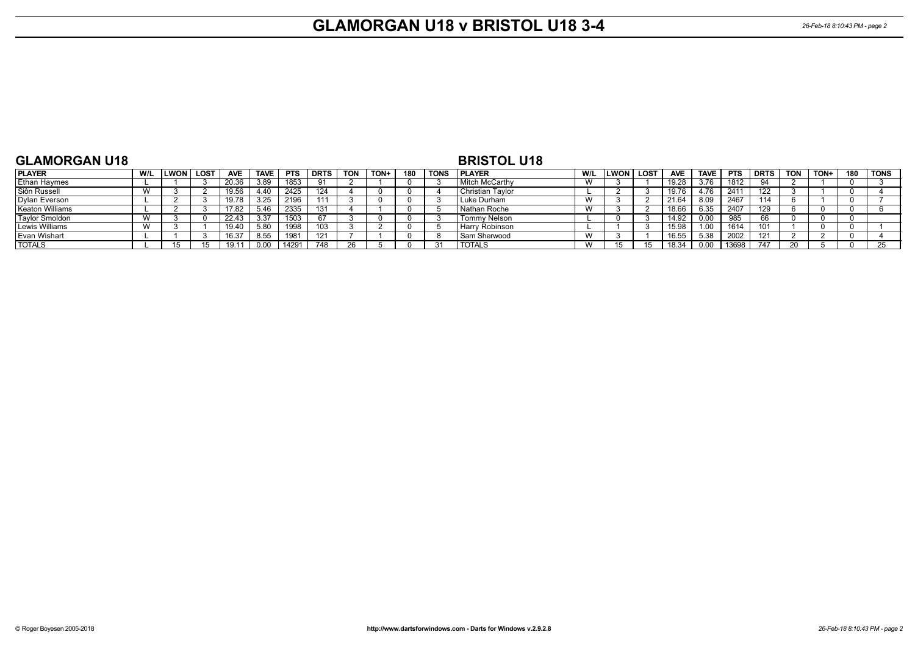# GLAMORGAN U18 v BRISTOL U18 3-4

## GLAMORGAN U18

| PLAYER | W/L | LWON | LOST | AVE | TAVE | PTS | DRTS | TON | TON+ | 180 | TONS |
|---|---|---|---|---|---|---|---|---|---|---|---|
| Ethan Haymes | L | 1 | 3 | 20.36 | 3.89 | 1853 | 91 | 2 | 1 | 0 | 3 |
| Siôn Russell | W | 3 | 2 | 19.56 | 4.40 | 2425 | 124 | 4 | 0 | 0 | 4 |
| Dylan Everson | L | 2 | 3 | 19.78 | 3.25 | 2196 | 111 | 3 | 0 | 0 | 3 |
| Keaton Williams | L | 2 | 3 | 17.82 | 5.46 | 2335 | 131 | 4 | 1 | 0 | 5 |
| Taylor Smoldon | W | 3 | 0 | 22.43 | 3.37 | 1503 | 67 | 3 | 0 | 0 | 3 |
| Lewis Williams | W | 3 | 1 | 19.40 | 5.80 | 1998 | 103 | 3 | 2 | 0 | 5 |
| Evan Wishart | L | 1 | 3 | 16.37 | 8.55 | 1981 | 121 | 7 | 1 | 0 | 8 |
| TOTALS | L | 15 | 15 | 19.11 | 0.00 | 14291 | 748 | 26 | 5 | 0 | 31 |

## BRISTOL U18

| PLAYER | W/L | LWON | LOST | AVE | TAVE | PTS | DRTS | TON | TON+ | 180 | TONS |
|---|---|---|---|---|---|---|---|---|---|---|---|
| Mitch McCarthy | W | 3 | 1 | 19.28 | 3.76 | 1812 | 94 | 2 | 1 | 0 | 3 |
| Christian Taylor | L | 2 | 3 | 19.76 | 4.76 | 2411 | 122 | 3 | 1 | 0 | 4 |
| Luke Durham | W | 3 | 2 | 21.64 | 8.09 | 2467 | 114 | 6 | 1 | 0 | 7 |
| Nathan Roche | W | 3 | 2 | 18.66 | 6.35 | 2407 | 129 | 6 | 0 | 0 | 6 |
| Tommy Nelson | L | 0 | 3 | 14.92 | 0.00 | 985 | 66 | 0 | 0 | 0 | |
| Harry Robinson | L | 1 | 3 | 15.98 | 1.00 | 1614 | 101 | 1 | 0 | 0 | 1 |
| Sam Sherwood | W | 3 | 1 | 16.55 | 5.38 | 2002 | 121 | 2 | 2 | 0 | 4 |
| TOTALS | W | 15 | 15 | 18.34 | 0.00 | 13698 | 747 | 20 | 5 | 0 | 25 |